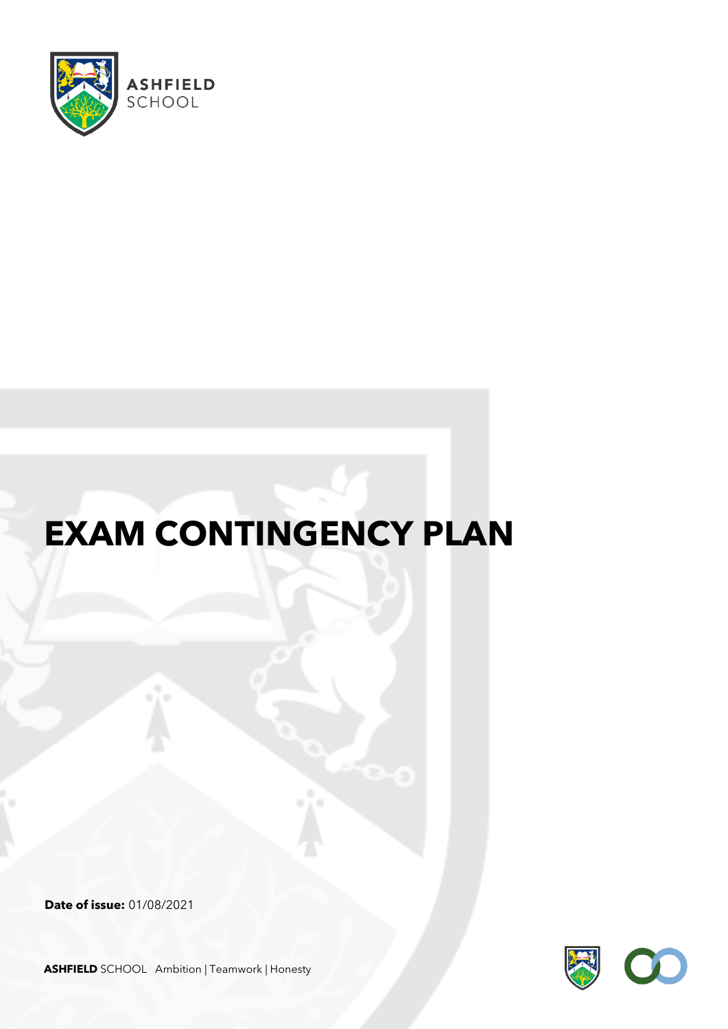ASHFIELD SCHOOL

# EXAM CONTINGENCY PLAN

**Date of issue:** 01/08/2021

**ASHFIELD** SCHOOL Ambition | Teamwork | Honesty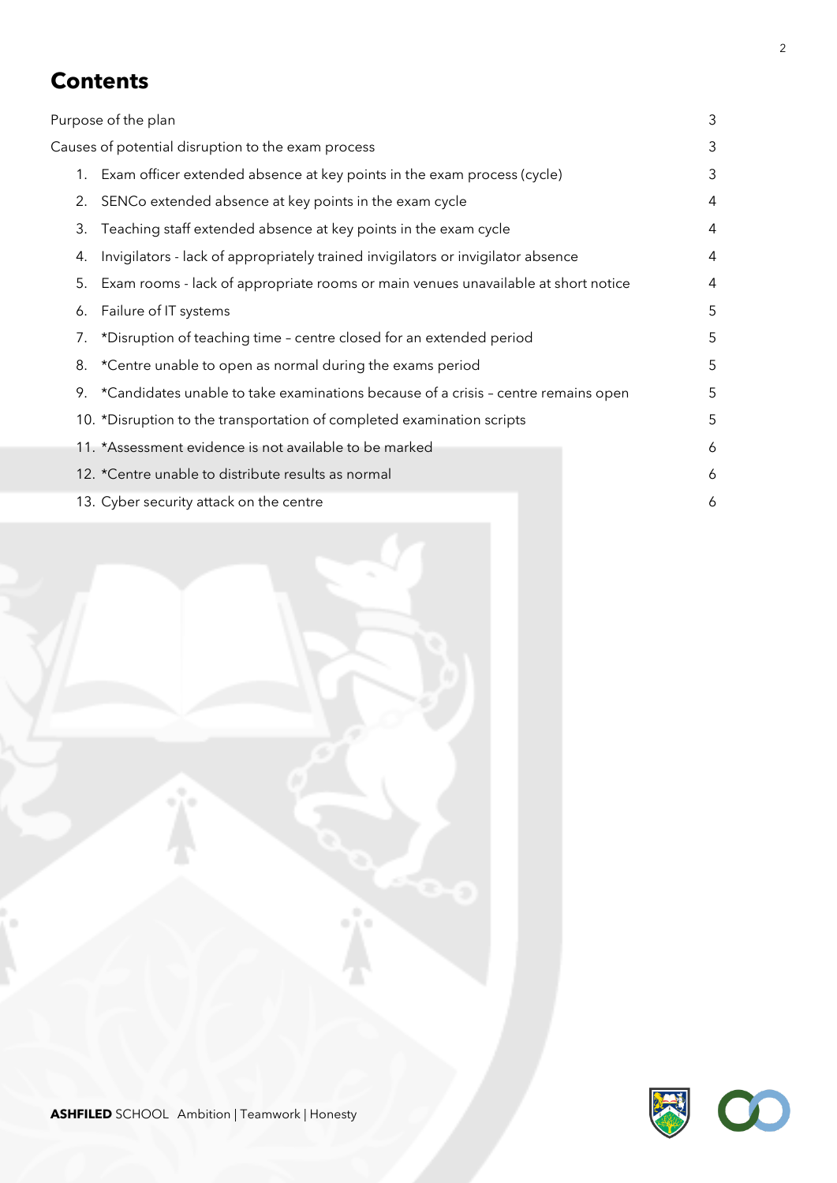# Contents

| | |
|---|---|
| Purpose of the plan | 3 |
| Causes of potential disruption to the exam process | 3 |
| 1. Exam officer extended absence at key points in the exam process (cycle) | 3 |
| 2. SENCo extended absence at key points in the exam cycle | 4 |
| 3. Teaching staff extended absence at key points in the exam cycle | 4 |
| 4. Invigilators - lack of appropriately trained invigilators or invigilator absence | 4 |
| 5. Exam rooms - lack of appropriate rooms or main venues unavailable at short notice | 4 |
| 6. Failure of IT systems | 5 |
| 7. *Disruption of teaching time – centre closed for an extended period | 5 |
| 8. *Centre unable to open as normal during the exams period | 5 |
| 9. *Candidates unable to take examinations because of a crisis – centre remains open | 5 |
| 10. *Disruption to the transportation of completed examination scripts | 5 |
| 11. *Assessment evidence is not available to be marked | 6 |
| 12. *Centre unable to distribute results as normal | 6 |
| 13. Cyber security attack on the centre | 6 |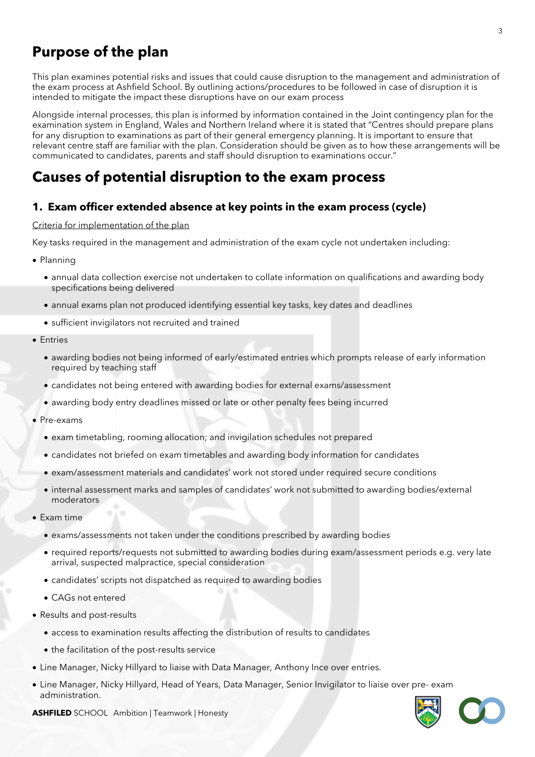# Purpose of the plan

This plan examines potential risks and issues that could cause disruption to the management and administration of the exam process at Ashfield School. By outlining actions/procedures to be followed in case of disruption it is intended to mitigate the impact these disruptions have on our exam process

Alongside internal processes, this plan is informed by information contained in the Joint contingency plan for the examination system in England, Wales and Northern Ireland where it is stated that "Centres should prepare plans for any disruption to examinations as part of their general emergency planning. It is important to ensure that relevant centre staff are familiar with the plan. Consideration should be given as to how these arrangements will be communicated to candidates, parents and staff should disruption to examinations occur."

# Causes of potential disruption to the exam process

## 1. Exam officer extended absence at key points in the exam process (cycle)

<u>Criteria for implementation of the plan</u>

Key tasks required in the management and administration of the exam cycle not undertaken including:

- Planning
  - annual data collection exercise not undertaken to collate information on qualifications and awarding body specifications being delivered
  - annual exams plan not produced identifying essential key tasks, key dates and deadlines
  - sufficient invigilators not recruited and trained
- Entries
  - awarding bodies not being informed of early/estimated entries which prompts release of early information required by teaching staff
  - candidates not being entered with awarding bodies for external exams/assessment
  - awarding body entry deadlines missed or late or other penalty fees being incurred
- Pre-exams
  - exam timetabling, rooming allocation; and invigilation schedules not prepared
  - candidates not briefed on exam timetables and awarding body information for candidates
  - exam/assessment materials and candidates' work not stored under required secure conditions
  - internal assessment marks and samples of candidates' work not submitted to awarding bodies/external moderators
- Exam time
  - exams/assessments not taken under the conditions prescribed by awarding bodies
  - required reports/requests not submitted to awarding bodies during exam/assessment periods e.g. very late arrival, suspected malpractice, special consideration
  - candidates' scripts not dispatched as required to awarding bodies
  - CAGs not entered
- Results and post-results
  - access to examination results affecting the distribution of results to candidates
  - the facilitation of the post-results service
- Line Manager, Nicky Hillyard to liaise with Data Manager, Anthony Ince over entries.
- Line Manager, Nicky Hillyard, Head of Years, Data Manager, Senior Invigilator to liaise over pre- exam administration.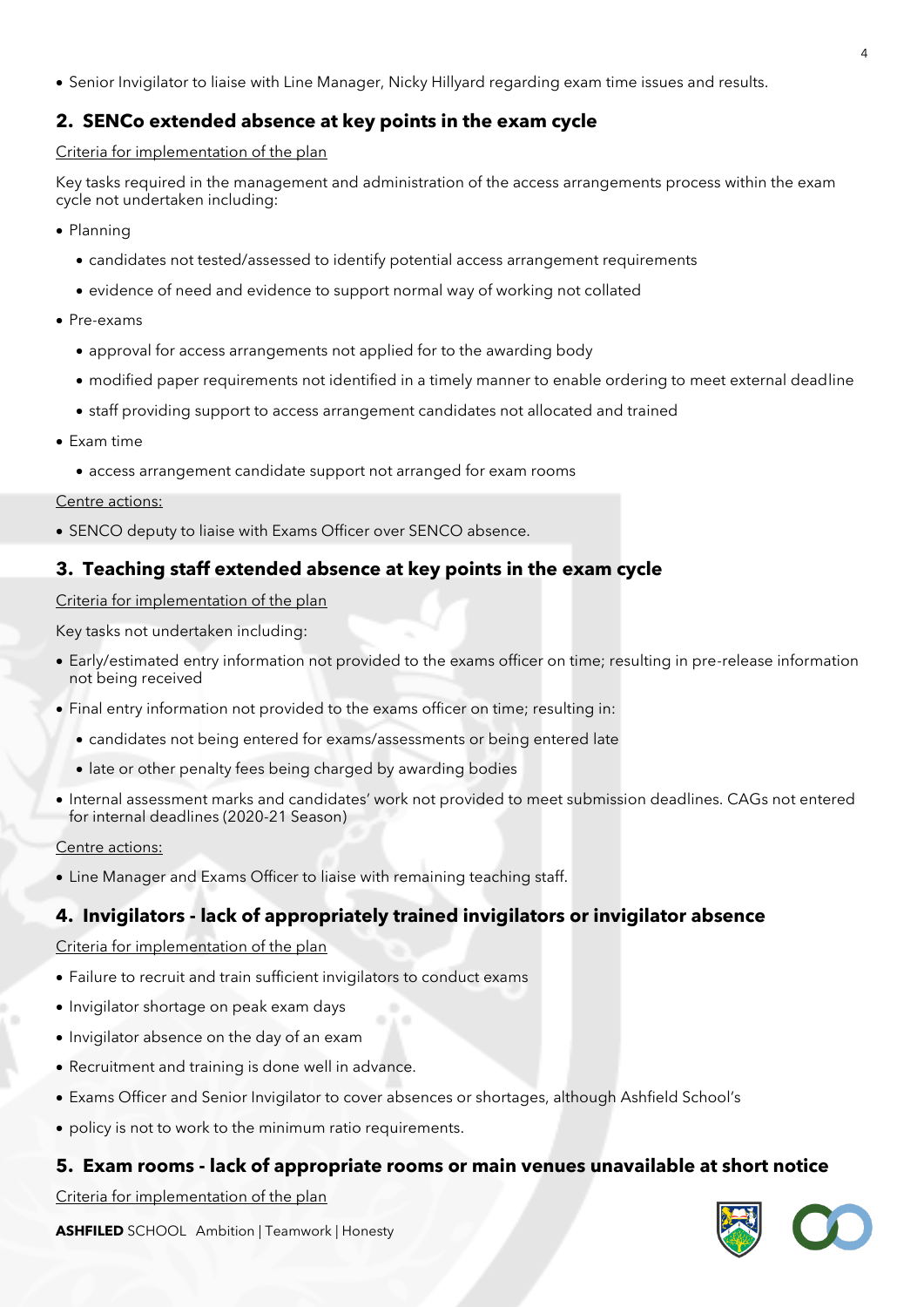- Senior Invigilator to liaise with Line Manager, Nicky Hillyard regarding exam time issues and results.

## 2. SENCo extended absence at key points in the exam cycle

<u>Criteria for implementation of the plan</u>

Key tasks required in the management and administration of the access arrangements process within the exam cycle not undertaken including:

- Planning
  - candidates not tested/assessed to identify potential access arrangement requirements
  - evidence of need and evidence to support normal way of working not collated
- Pre-exams
  - approval for access arrangements not applied for to the awarding body
  - modified paper requirements not identified in a timely manner to enable ordering to meet external deadline
  - staff providing support to access arrangement candidates not allocated and trained
- Exam time
  - access arrangement candidate support not arranged for exam rooms

<u>Centre actions:</u>

- SENCO deputy to liaise with Exams Officer over SENCO absence.

## 3. Teaching staff extended absence at key points in the exam cycle

<u>Criteria for implementation of the plan</u>

Key tasks not undertaken including:

- Early/estimated entry information not provided to the exams officer on time; resulting in pre-release information not being received
- Final entry information not provided to the exams officer on time; resulting in:
  - candidates not being entered for exams/assessments or being entered late
  - late or other penalty fees being charged by awarding bodies
- Internal assessment marks and candidates' work not provided to meet submission deadlines. CAGs not entered for internal deadlines (2020-21 Season)

<u>Centre actions:</u>

- Line Manager and Exams Officer to liaise with remaining teaching staff.

## 4. Invigilators - lack of appropriately trained invigilators or invigilator absence

<u>Criteria for implementation of the plan</u>

- Failure to recruit and train sufficient invigilators to conduct exams
- Invigilator shortage on peak exam days
- Invigilator absence on the day of an exam
- Recruitment and training is done well in advance.
- Exams Officer and Senior Invigilator to cover absences or shortages, although Ashfield School's
- policy is not to work to the minimum ratio requirements.

## 5. Exam rooms - lack of appropriate rooms or main venues unavailable at short notice

<u>Criteria for implementation of the plan</u>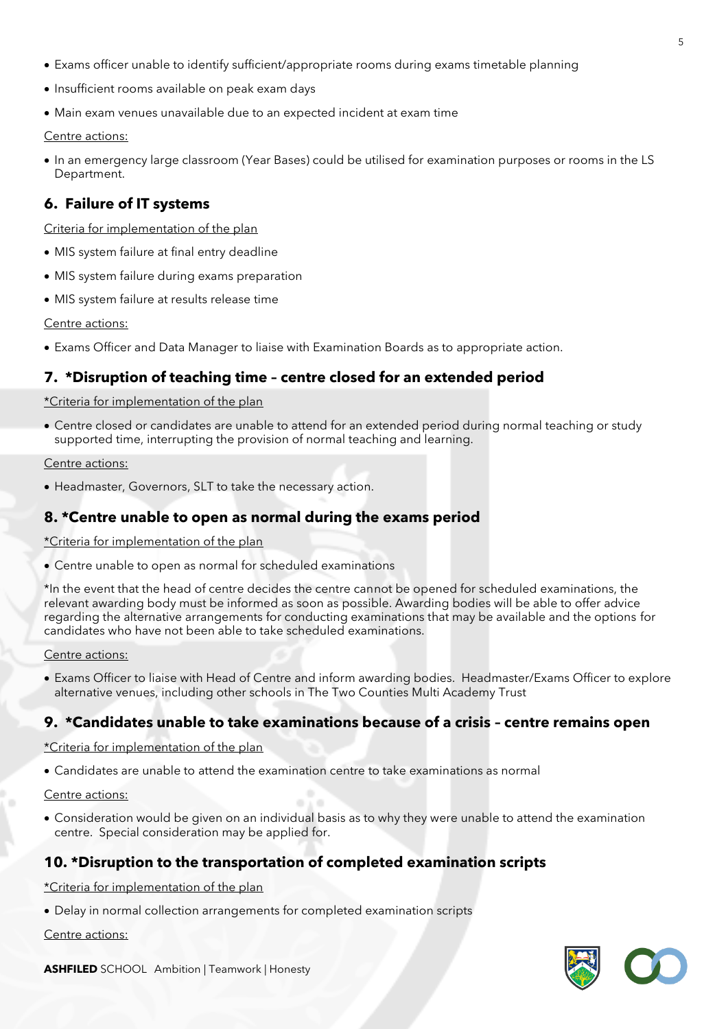- Exams officer unable to identify sufficient/appropriate rooms during exams timetable planning
- Insufficient rooms available on peak exam days
- Main exam venues unavailable due to an expected incident at exam time

Centre actions:

- In an emergency large classroom (Year Bases) could be utilised for examination purposes or rooms in the LS Department.

## 6. Failure of IT systems

Criteria for implementation of the plan

- MIS system failure at final entry deadline
- MIS system failure during exams preparation
- MIS system failure at results release time

Centre actions:

- Exams Officer and Data Manager to liaise with Examination Boards as to appropriate action.

## 7. *Disruption of teaching time – centre closed for an extended period

*Criteria for implementation of the plan

- Centre closed or candidates are unable to attend for an extended period during normal teaching or study supported time, interrupting the provision of normal teaching and learning.

Centre actions:

- Headmaster, Governors, SLT to take the necessary action.

## 8. *Centre unable to open as normal during the exams period

*Criteria for implementation of the plan

- Centre unable to open as normal for scheduled examinations

*In the event that the head of centre decides the centre cannot be opened for scheduled examinations, the relevant awarding body must be informed as soon as possible. Awarding bodies will be able to offer advice regarding the alternative arrangements for conducting examinations that may be available and the options for candidates who have not been able to take scheduled examinations.

Centre actions:

- Exams Officer to liaise with Head of Centre and inform awarding bodies. Headmaster/Exams Officer to explore alternative venues, including other schools in The Two Counties Multi Academy Trust

## 9. *Candidates unable to take examinations because of a crisis – centre remains open

*Criteria for implementation of the plan

- Candidates are unable to attend the examination centre to take examinations as normal

Centre actions:

- Consideration would be given on an individual basis as to why they were unable to attend the examination centre. Special consideration may be applied for.

## 10. *Disruption to the transportation of completed examination scripts

*Criteria for implementation of the plan

- Delay in normal collection arrangements for completed examination scripts

Centre actions: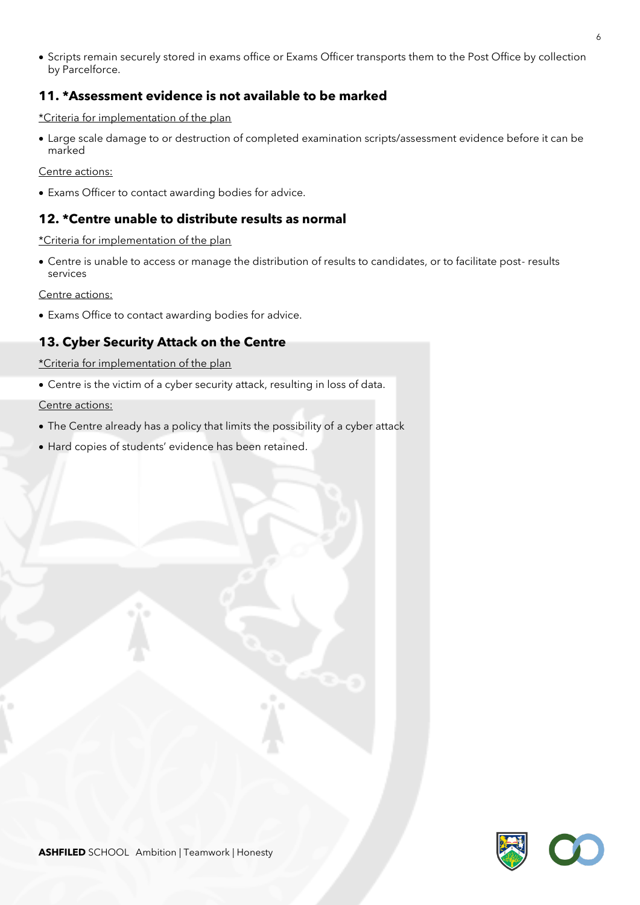- Scripts remain securely stored in exams office or Exams Officer transports them to the Post Office by collection by Parcelforce.

## 11. *Assessment evidence is not available to be marked

*Criteria for implementation of the plan

- Large scale damage to or destruction of completed examination scripts/assessment evidence before it can be marked

Centre actions:

- Exams Officer to contact awarding bodies for advice.

## 12. *Centre unable to distribute results as normal

*Criteria for implementation of the plan

- Centre is unable to access or manage the distribution of results to candidates, or to facilitate post- results services

Centre actions:

- Exams Office to contact awarding bodies for advice.

## 13. Cyber Security Attack on the Centre

*Criteria for implementation of the plan

- Centre is the victim of a cyber security attack, resulting in loss of data.

Centre actions:

- The Centre already has a policy that limits the possibility of a cyber attack
- Hard copies of students' evidence has been retained.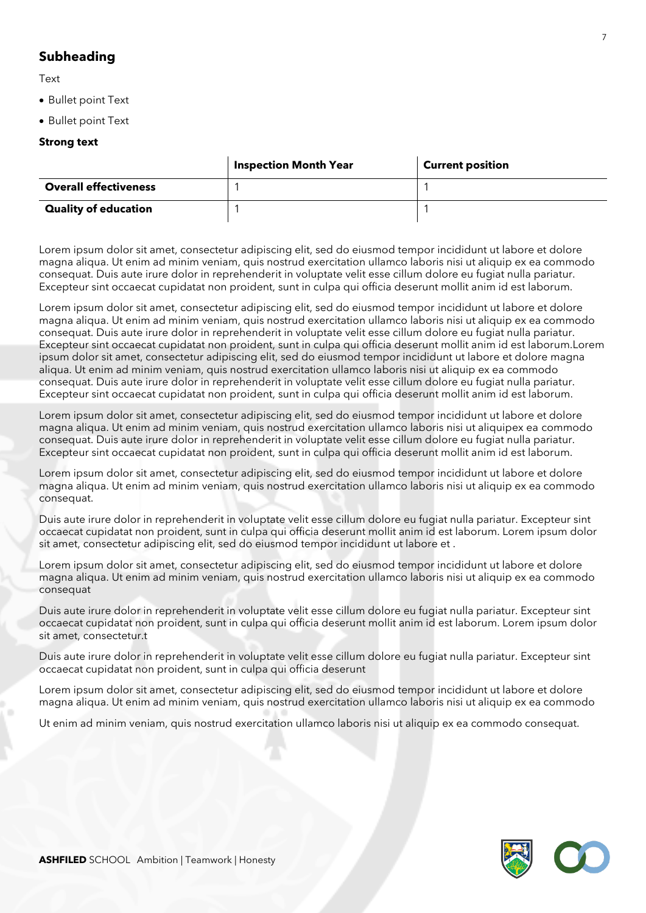## Subheading

Text

- Bullet point Text
- Bullet point Text

**Strong text**

| | Inspection Month Year | Current position |
|---|---|---|
| **Overall effectiveness** | 1 | 1 |
| **Quality of education** | 1 | 1 |

Lorem ipsum dolor sit amet, consectetur adipiscing elit, sed do eiusmod tempor incididunt ut labore et dolore magna aliqua. Ut enim ad minim veniam, quis nostrud exercitation ullamco laboris nisi ut aliquip ex ea commodo consequat. Duis aute irure dolor in reprehenderit in voluptate velit esse cillum dolore eu fugiat nulla pariatur. Excepteur sint occaecat cupidatat non proident, sunt in culpa qui officia deserunt mollit anim id est laborum.

Lorem ipsum dolor sit amet, consectetur adipiscing elit, sed do eiusmod tempor incididunt ut labore et dolore magna aliqua. Ut enim ad minim veniam, quis nostrud exercitation ullamco laboris nisi ut aliquip ex ea commodo consequat. Duis aute irure dolor in reprehenderit in voluptate velit esse cillum dolore eu fugiat nulla pariatur. Excepteur sint occaecat cupidatat non proident, sunt in culpa qui officia deserunt mollit anim id est laborum.Lorem ipsum dolor sit amet, consectetur adipiscing elit, sed do eiusmod tempor incididunt ut labore et dolore magna aliqua. Ut enim ad minim veniam, quis nostrud exercitation ullamco laboris nisi ut aliquip ex ea commodo consequat. Duis aute irure dolor in reprehenderit in voluptate velit esse cillum dolore eu fugiat nulla pariatur. Excepteur sint occaecat cupidatat non proident, sunt in culpa qui officia deserunt mollit anim id est laborum.

Lorem ipsum dolor sit amet, consectetur adipiscing elit, sed do eiusmod tempor incididunt ut labore et dolore magna aliqua. Ut enim ad minim veniam, quis nostrud exercitation ullamco laboris nisi ut aliquipex ea commodo consequat. Duis aute irure dolor in reprehenderit in voluptate velit esse cillum dolore eu fugiat nulla pariatur. Excepteur sint occaecat cupidatat non proident, sunt in culpa qui officia deserunt mollit anim id est laborum.

Lorem ipsum dolor sit amet, consectetur adipiscing elit, sed do eiusmod tempor incididunt ut labore et dolore magna aliqua. Ut enim ad minim veniam, quis nostrud exercitation ullamco laboris nisi ut aliquip ex ea commodo consequat.

Duis aute irure dolor in reprehenderit in voluptate velit esse cillum dolore eu fugiat nulla pariatur. Excepteur sint occaecat cupidatat non proident, sunt in culpa qui officia deserunt mollit anim id est laborum. Lorem ipsum dolor sit amet, consectetur adipiscing elit, sed do eiusmod tempor incididunt ut labore et .

Lorem ipsum dolor sit amet, consectetur adipiscing elit, sed do eiusmod tempor incididunt ut labore et dolore magna aliqua. Ut enim ad minim veniam, quis nostrud exercitation ullamco laboris nisi ut aliquip ex ea commodo consequat

Duis aute irure dolor in reprehenderit in voluptate velit esse cillum dolore eu fugiat nulla pariatur. Excepteur sint occaecat cupidatat non proident, sunt in culpa qui officia deserunt mollit anim id est laborum. Lorem ipsum dolor sit amet, consectetur.t

Duis aute irure dolor in reprehenderit in voluptate velit esse cillum dolore eu fugiat nulla pariatur. Excepteur sint occaecat cupidatat non proident, sunt in culpa qui officia deserunt

Lorem ipsum dolor sit amet, consectetur adipiscing elit, sed do eiusmod tempor incididunt ut labore et dolore magna aliqua. Ut enim ad minim veniam, quis nostrud exercitation ullamco laboris nisi ut aliquip ex ea commodo

Ut enim ad minim veniam, quis nostrud exercitation ullamco laboris nisi ut aliquip ex ea commodo consequat.